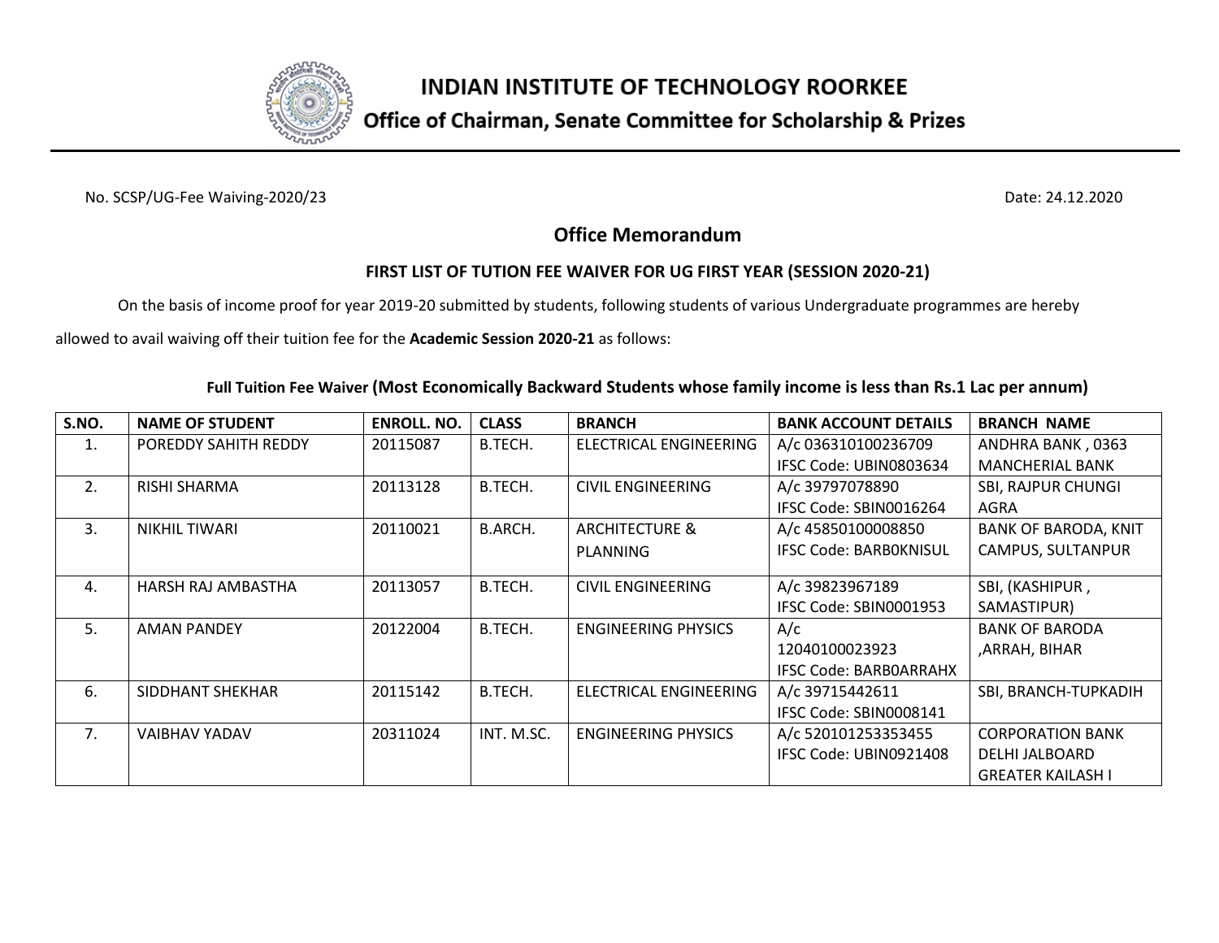# INDIAN INSTITUTE OF TECHNOLOGY ROORKEE

## Office of Chairman, Senate Committee for Scholarship & Prizes

No. SCSP/UG-Fee Waiving-2020/23

Date: 24.12.2020

## Office Memorandum

### FIRST LIST OF TUTION FEE WAIVER FOR UG FIRST YEAR (SESSION 2020-21)

On the basis of income proof for year 2019-20 submitted by students, following students of various Undergraduate programmes are hereby allowed to avail waiving off their tuition fee for the **Academic Session 2020-21** as follows:

**Full Tuition Fee Waiver (Most Economically Backward Students whose family income is less than Rs.1 Lac per annum)**

| S.NO. | NAME OF STUDENT | ENROLL. NO. | CLASS | BRANCH | BANK ACCOUNT DETAILS | BRANCH NAME |
|---|---|---|---|---|---|---|
| 1. | POREDDY SAHITH REDDY | 20115087 | B.TECH. | ELECTRICAL ENGINEERING | A/c 036310100236709 IFSC Code: UBIN0803634 | ANDHRA BANK , 0363 MANCHERIAL BANK |
| 2. | RISHI SHARMA | 20113128 | B.TECH. | CIVIL ENGINEERING | A/c 39797078890 IFSC Code: SBIN0016264 | SBI, RAJPUR CHUNGI AGRA |
| 3. | NIKHIL TIWARI | 20110021 | B.ARCH. | ARCHITECTURE & PLANNING | A/c 45850100008850 IFSC Code: BARB0KNISUL | BANK OF BARODA, KNIT CAMPUS, SULTANPUR |
| 4. | HARSH RAJ AMBASTHA | 20113057 | B.TECH. | CIVIL ENGINEERING | A/c 39823967189 IFSC Code: SBIN0001953 | SBI, (KASHIPUR , SAMASTIPUR) |
| 5. | AMAN PANDEY | 20122004 | B.TECH. | ENGINEERING PHYSICS | A/c 12040100023923 IFSC Code: BARB0ARRAHX | BANK OF BARODA ,ARRAH, BIHAR |
| 6. | SIDDHANT SHEKHAR | 20115142 | B.TECH. | ELECTRICAL ENGINEERING | A/c 39715442611 IFSC Code: SBIN0008141 | SBI, BRANCH-TUPKADIH |
| 7. | VAIBHAV YADAV | 20311024 | INT. M.SC. | ENGINEERING PHYSICS | A/c 520101253353455 IFSC Code: UBIN0921408 | CORPORATION BANK DELHI JALBOARD GREATER KAILASH I |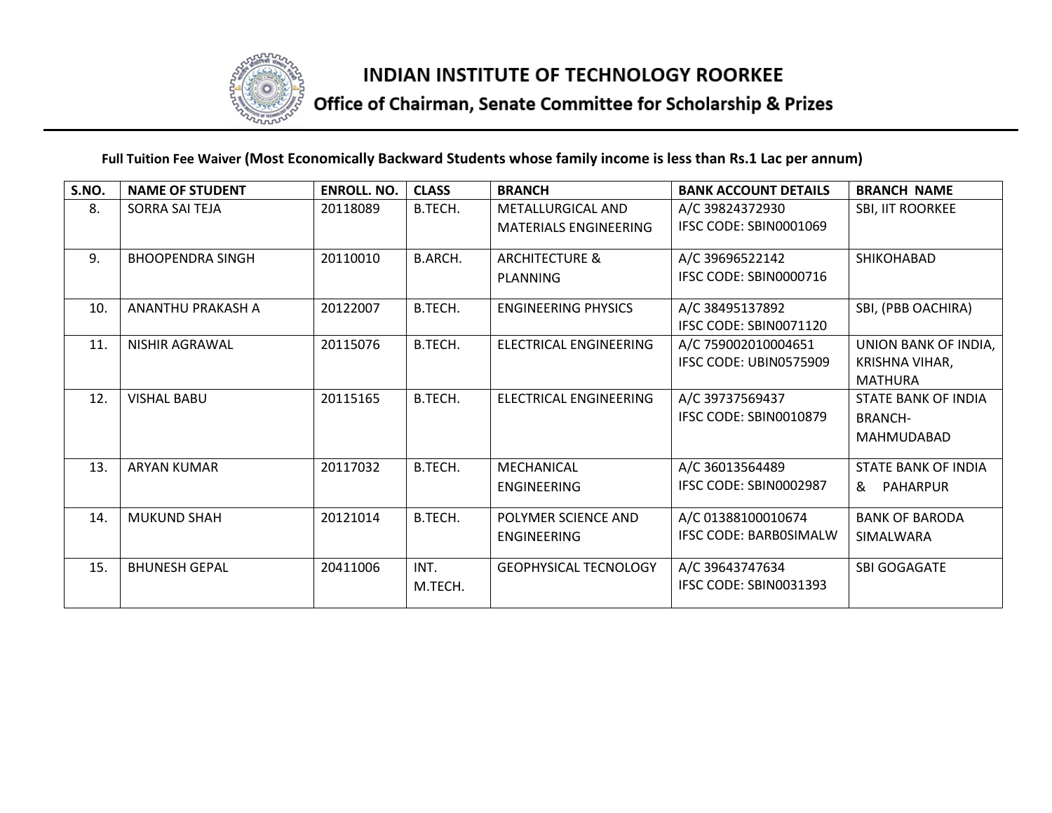# INDIAN INSTITUTE OF TECHNOLOGY ROORKEE

## Office of Chairman, Senate Committee for Scholarship & Prizes

**Full Tuition Fee Waiver (Most Economically Backward Students whose family income is less than Rs.1 Lac per annum)**

| S.NO. | NAME OF STUDENT | ENROLL. NO. | CLASS | BRANCH | BANK ACCOUNT DETAILS | BRANCH NAME |
|---|---|---|---|---|---|---|
| 8. | SORRA SAI TEJA | 20118089 | B.TECH. | METALLURGICAL AND MATERIALS ENGINEERING | A/C 39824372930 IFSC CODE: SBIN0001069 | SBI, IIT ROORKEE |
| 9. | BHOOPENDRA SINGH | 20110010 | B.ARCH. | ARCHITECTURE & PLANNING | A/C 39696522142 IFSC CODE: SBIN0000716 | SHIKOHABAD |
| 10. | ANANTHU PRAKASH A | 20122007 | B.TECH. | ENGINEERING PHYSICS | A/C 38495137892 IFSC CODE: SBIN0071120 | SBI, (PBB OACHIRA) |
| 11. | NISHIR AGRAWAL | 20115076 | B.TECH. | ELECTRICAL ENGINEERING | A/C 759002010004651 IFSC CODE: UBIN0575909 | UNION BANK OF INDIA, KRISHNA VIHAR, MATHURA |
| 12. | VISHAL BABU | 20115165 | B.TECH. | ELECTRICAL ENGINEERING | A/C 39737569437 IFSC CODE: SBIN0010879 | STATE BANK OF INDIA BRANCH-MAHMUDABAD |
| 13. | ARYAN KUMAR | 20117032 | B.TECH. | MECHANICAL ENGINEERING | A/C 36013564489 IFSC CODE: SBIN0002987 | STATE BANK OF INDIA & PAHARPUR |
| 14. | MUKUND SHAH | 20121014 | B.TECH. | POLYMER SCIENCE AND ENGINEERING | A/C 01388100010674 IFSC CODE: BARB0SIMALW | BANK OF BARODA SIMALWARA |
| 15. | BHUNESH GEPAL | 20411006 | INT. M.TECH. | GEOPHYSICAL TECNOLOGY | A/C 39643747634 IFSC CODE: SBIN0031393 | SBI GOGAGATE |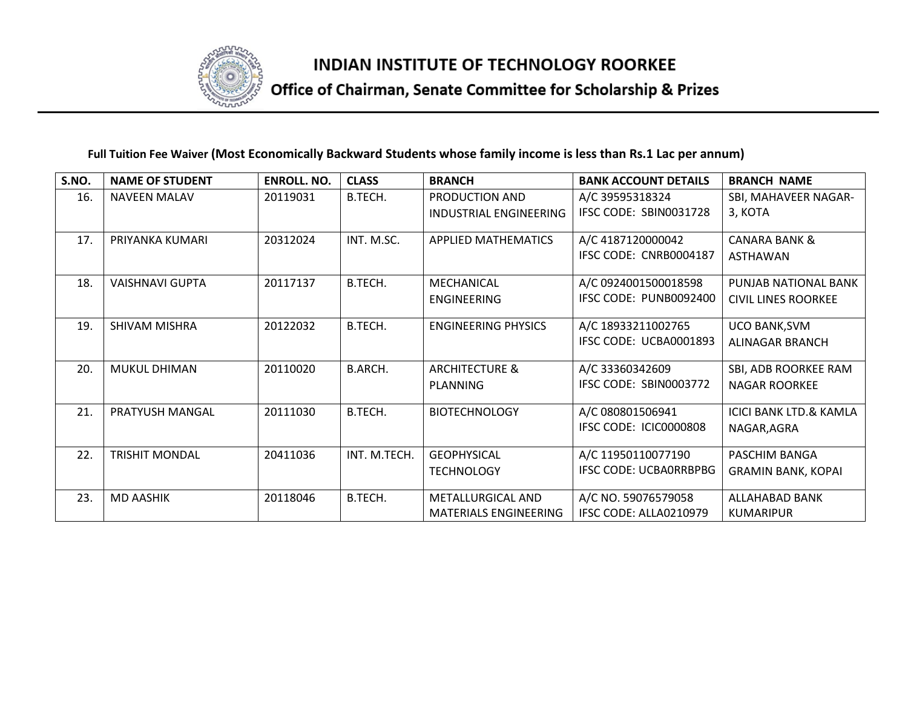# INDIAN INSTITUTE OF TECHNOLOGY ROORKEE

## Office of Chairman, Senate Committee for Scholarship & Prizes

**Full Tuition Fee Waiver (Most Economically Backward Students whose family income is less than Rs.1 Lac per annum)**

| S.NO. | NAME OF STUDENT | ENROLL. NO. | CLASS | BRANCH | BANK ACCOUNT DETAILS | BRANCH NAME |
|---|---|---|---|---|---|---|
| 16. | NAVEEN MALAV | 20119031 | B.TECH. | PRODUCTION AND INDUSTRIAL ENGINEERING | A/C 39595318324 IFSC CODE: SBIN0031728 | SBI, MAHAVEER NAGAR-3, KOTA |
| 17. | PRIYANKA KUMARI | 20312024 | INT. M.SC. | APPLIED MATHEMATICS | A/C 4187120000042 IFSC CODE: CNRB0004187 | CANARA BANK & ASTHAWAN |
| 18. | VAISHNAVI GUPTA | 20117137 | B.TECH. | MECHANICAL ENGINEERING | A/C 0924001500018598 IFSC CODE: PUNB0092400 | PUNJAB NATIONAL BANK CIVIL LINES ROORKEE |
| 19. | SHIVAM MISHRA | 20122032 | B.TECH. | ENGINEERING PHYSICS | A/C 18933211002765 IFSC CODE: UCBA0001893 | UCO BANK,SVM ALINAGAR BRANCH |
| 20. | MUKUL DHIMAN | 20110020 | B.ARCH. | ARCHITECTURE & PLANNING | A/C 33360342609 IFSC CODE: SBIN0003772 | SBI, ADB ROORKEE RAM NAGAR ROORKEE |
| 21. | PRATYUSH MANGAL | 20111030 | B.TECH. | BIOTECHNOLOGY | A/C 080801506941 IFSC CODE: ICIC0000808 | ICICI BANK LTD.& KAMLA NAGAR,AGRA |
| 22. | TRISHIT MONDAL | 20411036 | INT. M.TECH. | GEOPHYSICAL TECHNOLOGY | A/C 11950110077190 IFSC CODE: UCBA0RRBPBG | PASCHIM BANGA GRAMIN BANK, KOPAI |
| 23. | MD AASHIK | 20118046 | B.TECH. | METALLURGICAL AND MATERIALS ENGINEERING | A/C NO. 59076579058 IFSC CODE: ALLA0210979 | ALLAHABAD BANK KUMARIPUR |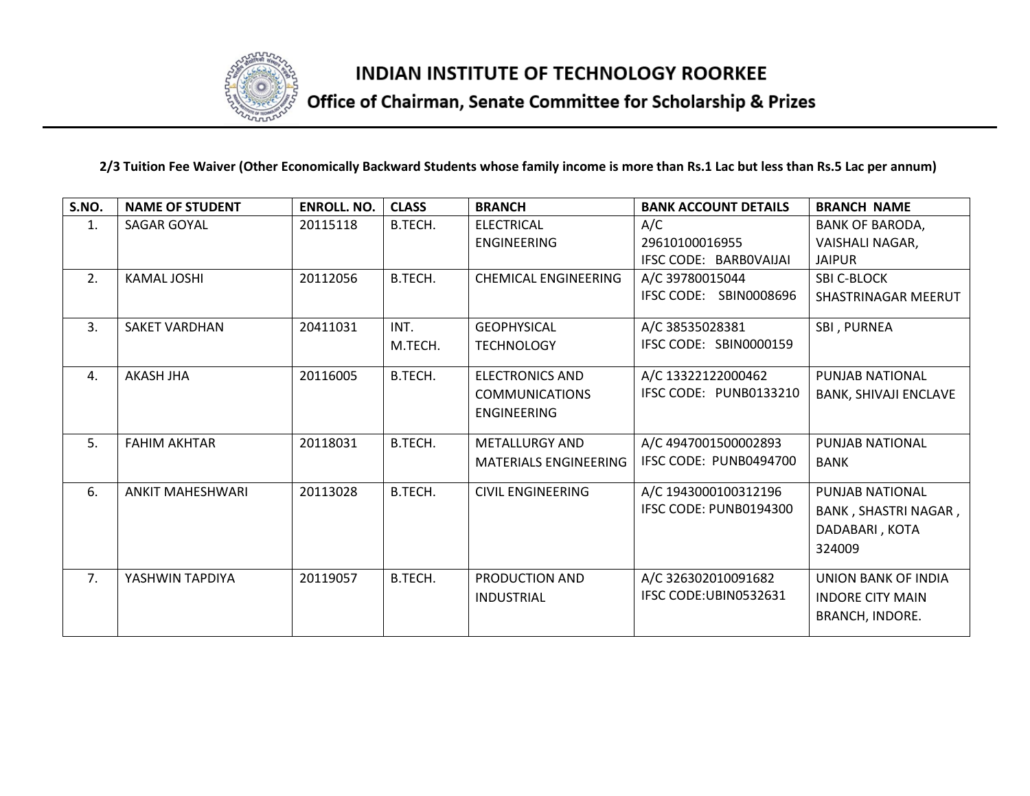# INDIAN INSTITUTE OF TECHNOLOGY ROORKEE

## Office of Chairman, Senate Committee for Scholarship & Prizes

**2/3 Tuition Fee Waiver (Other Economically Backward Students whose family income is more than Rs.1 Lac but less than Rs.5 Lac per annum)**

| S.NO. | NAME OF STUDENT | ENROLL. NO. | CLASS | BRANCH | BANK ACCOUNT DETAILS | BRANCH NAME |
|---|---|---|---|---|---|---|
| 1. | SAGAR GOYAL | 20115118 | B.TECH. | ELECTRICAL ENGINEERING | A/C 29610100016955 IFSC CODE: BARB0VAIJAI | BANK OF BARODA, VAISHALI NAGAR, JAIPUR |
| 2. | KAMAL JOSHI | 20112056 | B.TECH. | CHEMICAL ENGINEERING | A/C 39780015044 IFSC CODE: SBIN0008696 | SBI C-BLOCK SHASTRINAGAR MEERUT |
| 3. | SAKET VARDHAN | 20411031 | INT. M.TECH. | GEOPHYSICAL TECHNOLOGY | A/C 38535028381 IFSC CODE: SBIN0000159 | SBI , PURNEA |
| 4. | AKASH JHA | 20116005 | B.TECH. | ELECTRONICS AND COMMUNICATIONS ENGINEERING | A/C 13322122000462 IFSC CODE: PUNB0133210 | PUNJAB NATIONAL BANK, SHIVAJI ENCLAVE |
| 5. | FAHIM AKHTAR | 20118031 | B.TECH. | METALLURGY AND MATERIALS ENGINEERING | A/C 4947001500002893 IFSC CODE: PUNB0494700 | PUNJAB NATIONAL BANK |
| 6. | ANKIT MAHESHWARI | 20113028 | B.TECH. | CIVIL ENGINEERING | A/C 1943000100312196 IFSC CODE: PUNB0194300 | PUNJAB NATIONAL BANK , SHASTRI NAGAR , DADABARI , KOTA 324009 |
| 7. | YASHWIN TAPDIYA | 20119057 | B.TECH. | PRODUCTION AND INDUSTRIAL | A/C 326302010091682 IFSC CODE:UBIN0532631 | UNION BANK OF INDIA INDORE CITY MAIN BRANCH, INDORE. |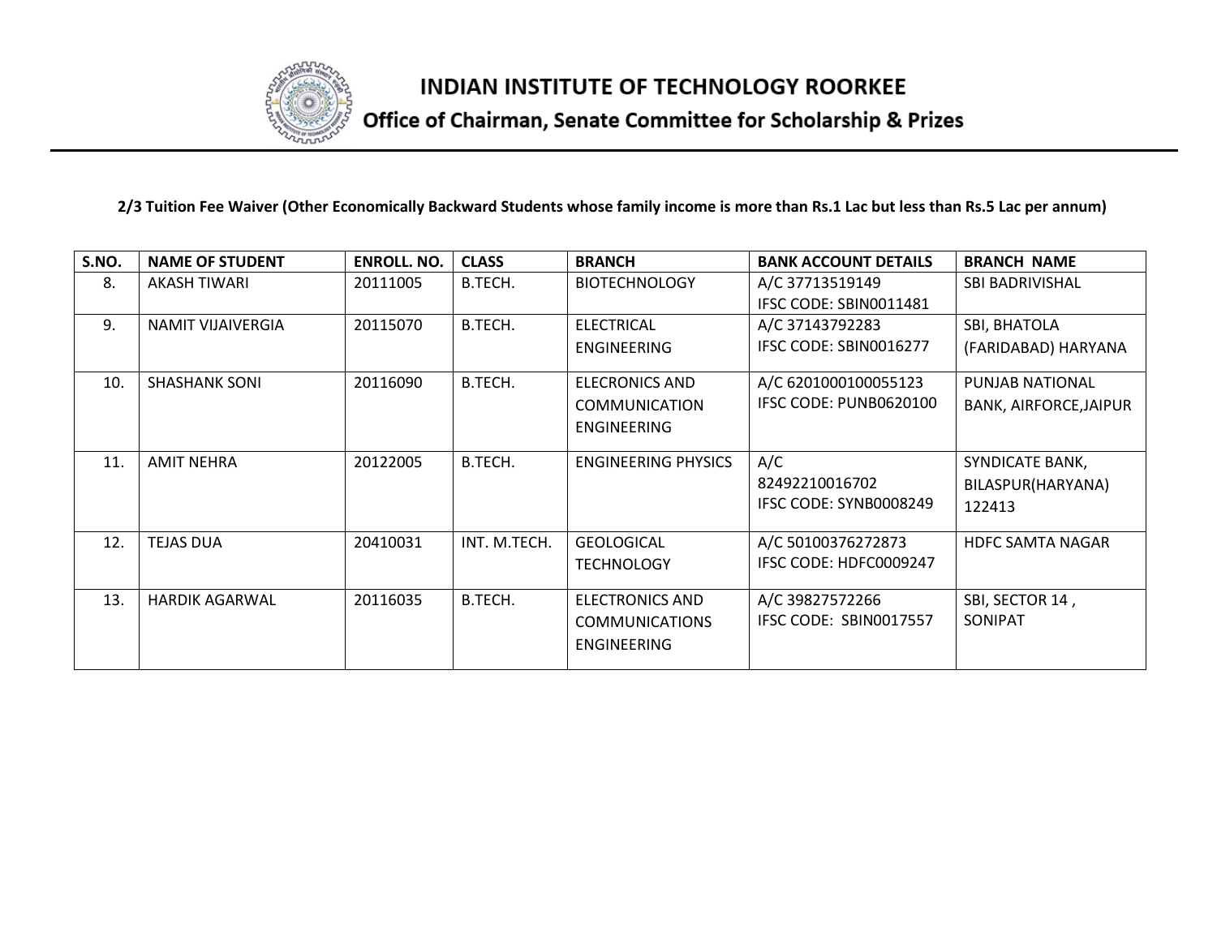# INDIAN INSTITUTE OF TECHNOLOGY ROORKEE

## Office of Chairman, Senate Committee for Scholarship & Prizes

**2/3 Tuition Fee Waiver (Other Economically Backward Students whose family income is more than Rs.1 Lac but less than Rs.5 Lac per annum)**

| S.NO. | NAME OF STUDENT | ENROLL. NO. | CLASS | BRANCH | BANK ACCOUNT DETAILS | BRANCH NAME |
|---|---|---|---|---|---|---|
| 8. | AKASH TIWARI | 20111005 | B.TECH. | BIOTECHNOLOGY | A/C 37713519149 IFSC CODE: SBIN0011481 | SBI BADRIVISHAL |
| 9. | NAMIT VIJAIVERGIA | 20115070 | B.TECH. | ELECTRICAL ENGINEERING | A/C 37143792283 IFSC CODE: SBIN0016277 | SBI, BHATOLA (FARIDABAD) HARYANA |
| 10. | SHASHANK SONI | 20116090 | B.TECH. | ELECRONICS AND COMMUNICATION ENGINEERING | A/C 6201000100055123 IFSC CODE: PUNB0620100 | PUNJAB NATIONAL BANK, AIRFORCE,JAIPUR |
| 11. | AMIT NEHRA | 20122005 | B.TECH. | ENGINEERING PHYSICS | A/C 82492210016702 IFSC CODE: SYNB0008249 | SYNDICATE BANK, BILASPUR(HARYANA) 122413 |
| 12. | TEJAS DUA | 20410031 | INT. M.TECH. | GEOLOGICAL TECHNOLOGY | A/C 50100376272873 IFSC CODE: HDFC0009247 | HDFC SAMTA NAGAR |
| 13. | HARDIK AGARWAL | 20116035 | B.TECH. | ELECTRONICS AND COMMUNICATIONS ENGINEERING | A/C 39827572266 IFSC CODE: SBIN0017557 | SBI, SECTOR 14 , SONIPAT |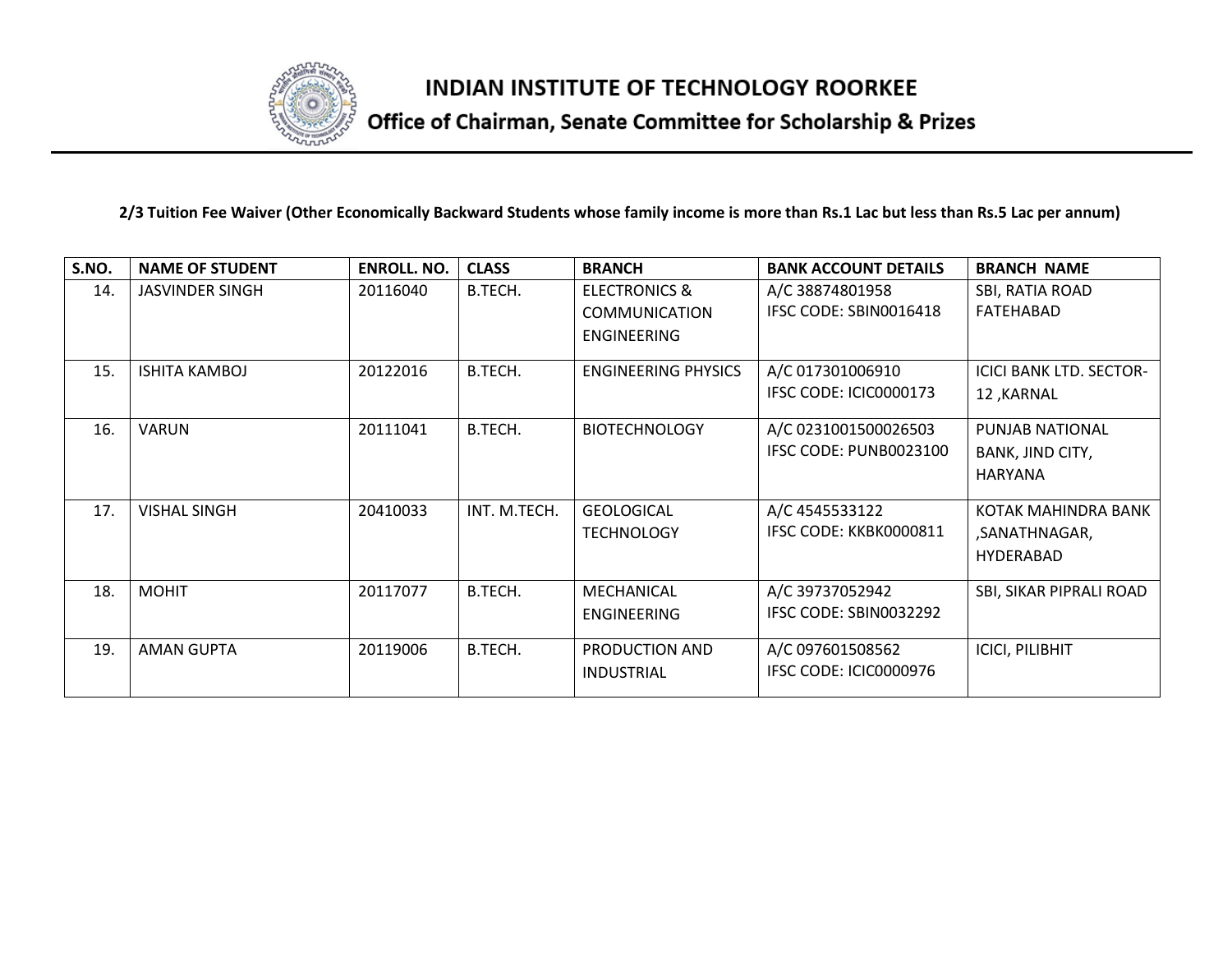# INDIAN INSTITUTE OF TECHNOLOGY ROORKEE

## Office of Chairman, Senate Committee for Scholarship & Prizes

**2/3 Tuition Fee Waiver (Other Economically Backward Students whose family income is more than Rs.1 Lac but less than Rs.5 Lac per annum)**

| S.NO. | NAME OF STUDENT | ENROLL. NO. | CLASS | BRANCH | BANK ACCOUNT DETAILS | BRANCH NAME |
|---|---|---|---|---|---|---|
| 14. | JASVINDER SINGH | 20116040 | B.TECH. | ELECTRONICS & COMMUNICATION ENGINEERING | A/C 38874801958 IFSC CODE: SBIN0016418 | SBI, RATIA ROAD FATEHABAD |
| 15. | ISHITA KAMBOJ | 20122016 | B.TECH. | ENGINEERING PHYSICS | A/C 017301006910 IFSC CODE: ICIC0000173 | ICICI BANK LTD. SECTOR-12 ,KARNAL |
| 16. | VARUN | 20111041 | B.TECH. | BIOTECHNOLOGY | A/C 0231001500026503 IFSC CODE: PUNB0023100 | PUNJAB NATIONAL BANK, JIND CITY, HARYANA |
| 17. | VISHAL SINGH | 20410033 | INT. M.TECH. | GEOLOGICAL TECHNOLOGY | A/C 4545533122 IFSC CODE: KKBK0000811 | KOTAK MAHINDRA BANK ,SANATHNAGAR, HYDERABAD |
| 18. | MOHIT | 20117077 | B.TECH. | MECHANICAL ENGINEERING | A/C 39737052942 IFSC CODE: SBIN0032292 | SBI, SIKAR PIPRALI ROAD |
| 19. | AMAN GUPTA | 20119006 | B.TECH. | PRODUCTION AND INDUSTRIAL | A/C 097601508562 IFSC CODE: ICIC0000976 | ICICI, PILIBHIT |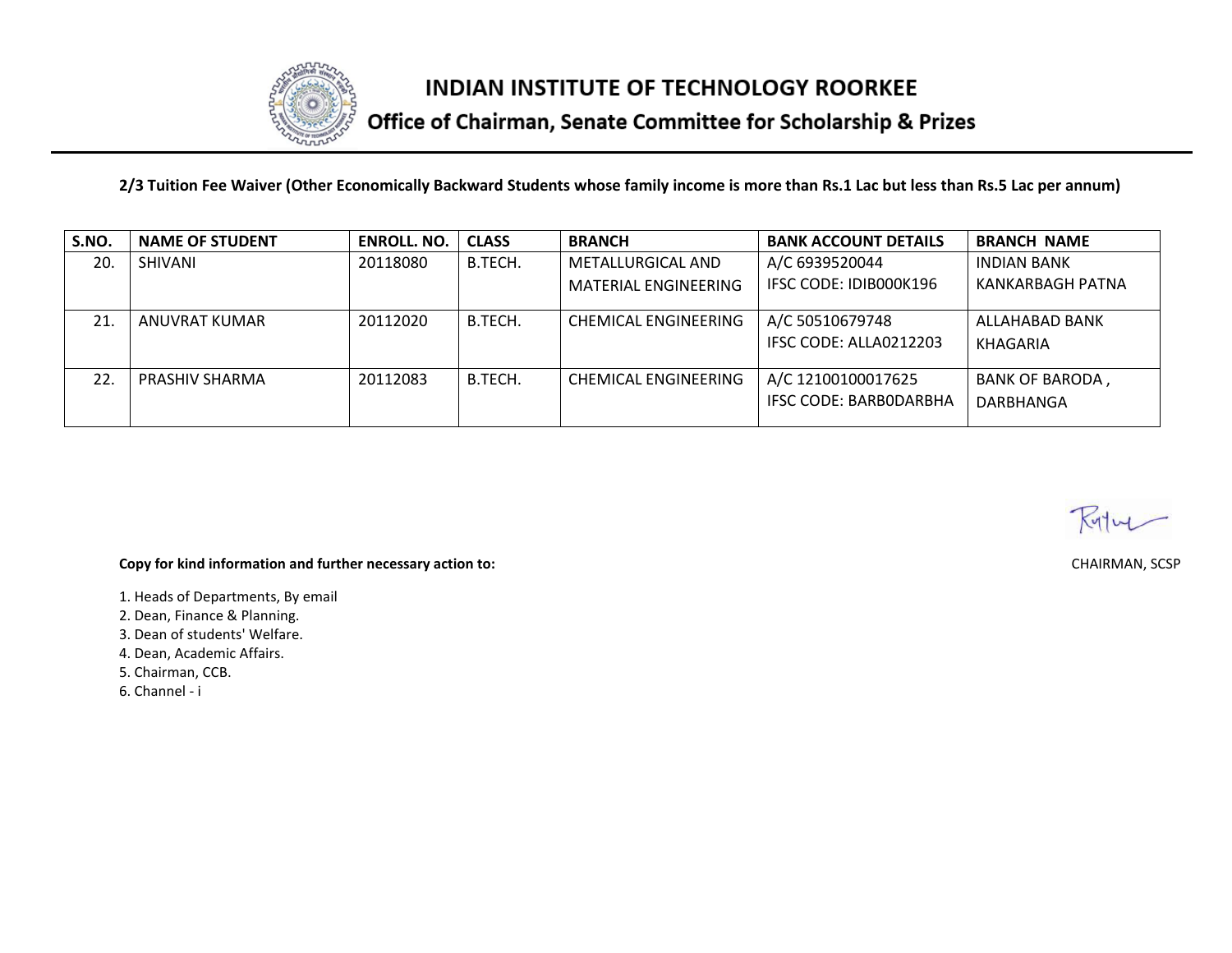# INDIAN INSTITUTE OF TECHNOLOGY ROORKEE

## Office of Chairman, Senate Committee for Scholarship & Prizes

**2/3 Tuition Fee Waiver (Other Economically Backward Students whose family income is more than Rs.1 Lac but less than Rs.5 Lac per annum)**

| S.NO. | NAME OF STUDENT | ENROLL. NO. | CLASS | BRANCH | BANK ACCOUNT DETAILS | BRANCH NAME |
|---|---|---|---|---|---|---|
| 20. | SHIVANI | 20118080 | B.TECH. | METALLURGICAL AND MATERIAL ENGINEERING | A/C 6939520044 IFSC CODE: IDIB000K196 | INDIAN BANK KANKARBAGH PATNA |
| 21. | ANUVRAT KUMAR | 20112020 | B.TECH. | CHEMICAL ENGINEERING | A/C 50510679748 IFSC CODE: ALLA0212203 | ALLAHABAD BANK KHAGARIA |
| 22. | PRASHIV SHARMA | 20112083 | B.TECH. | CHEMICAL ENGINEERING | A/C 12100100017625 IFSC CODE: BARB0DARBHA | BANK OF BARODA , DARBHANGA |

CHAIRMAN, SCSP

**Copy for kind information and further necessary action to:**

1. Heads of Departments, By email
2. Dean, Finance & Planning.
3. Dean of students' Welfare.
4. Dean, Academic Affairs.
5. Chairman, CCB.
6. Channel - i